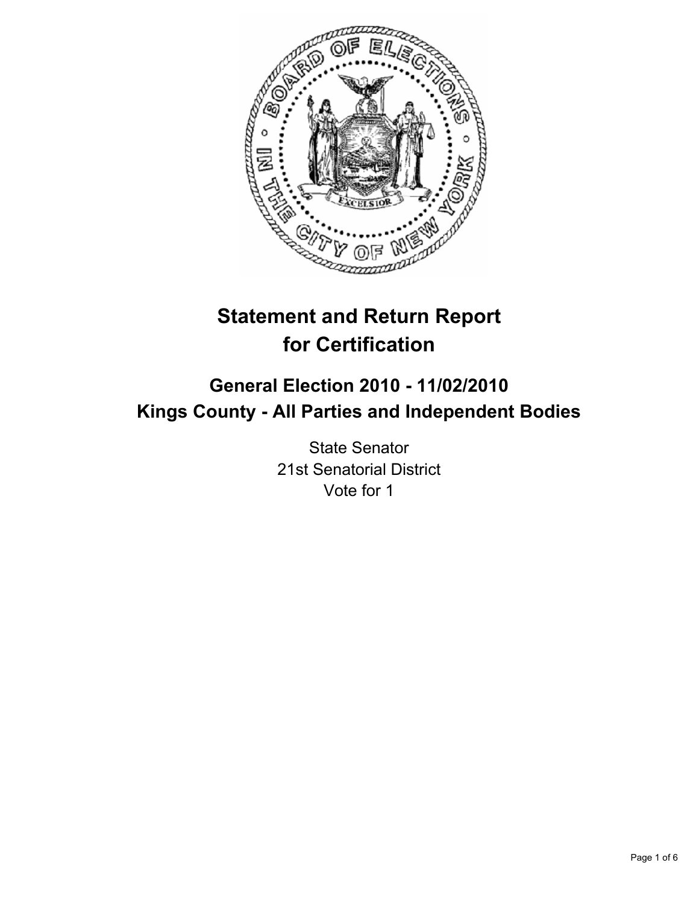# Statement and Return Report for Certification

## General Election 2010 - 11/02/2010
## Kings County - All Parties and Independent Bodies

State Senator
21st Senatorial District
Vote for 1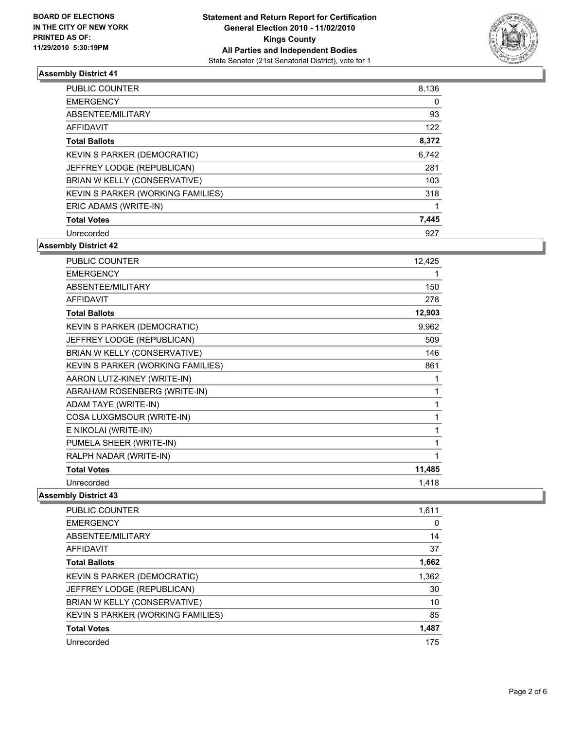**BOARD OF ELECTIONS**
**IN THE CITY OF NEW YORK**
**PRINTED AS OF:**
**11/29/2010 5:30:19PM**

**Statement and Return Report for Certification**
**General Election 2010 - 11/02/2010**
**Kings County**
**All Parties and Independent Bodies**
State Senator (21st Senatorial District), vote for 1

### Assembly District 41

| | |
|---|---|
| PUBLIC COUNTER | 8,136 |
| EMERGENCY | 0 |
| ABSENTEE/MILITARY | 93 |
| AFFIDAVIT | 122 |
| **Total Ballots** | **8,372** |
| KEVIN S PARKER (DEMOCRATIC) | 6,742 |
| JEFFREY LODGE (REPUBLICAN) | 281 |
| BRIAN W KELLY (CONSERVATIVE) | 103 |
| KEVIN S PARKER (WORKING FAMILIES) | 318 |
| ERIC ADAMS (WRITE-IN) | 1 |
| **Total Votes** | **7,445** |
| Unrecorded | 927 |

### Assembly District 42

| | |
|---|---|
| PUBLIC COUNTER | 12,425 |
| EMERGENCY | 1 |
| ABSENTEE/MILITARY | 150 |
| AFFIDAVIT | 278 |
| **Total Ballots** | **12,903** |
| KEVIN S PARKER (DEMOCRATIC) | 9,962 |
| JEFFREY LODGE (REPUBLICAN) | 509 |
| BRIAN W KELLY (CONSERVATIVE) | 146 |
| KEVIN S PARKER (WORKING FAMILIES) | 861 |
| AARON LUTZ-KINEY (WRITE-IN) | 1 |
| ABRAHAM ROSENBERG (WRITE-IN) | 1 |
| ADAM TAYE (WRITE-IN) | 1 |
| COSA LUXGMSOUR (WRITE-IN) | 1 |
| E NIKOLAI (WRITE-IN) | 1 |
| PUMELA SHEER (WRITE-IN) | 1 |
| RALPH NADAR (WRITE-IN) | 1 |
| **Total Votes** | **11,485** |
| Unrecorded | 1,418 |

### Assembly District 43

| | |
|---|---|
| PUBLIC COUNTER | 1,611 |
| EMERGENCY | 0 |
| ABSENTEE/MILITARY | 14 |
| AFFIDAVIT | 37 |
| **Total Ballots** | **1,662** |
| KEVIN S PARKER (DEMOCRATIC) | 1,362 |
| JEFFREY LODGE (REPUBLICAN) | 30 |
| BRIAN W KELLY (CONSERVATIVE) | 10 |
| KEVIN S PARKER (WORKING FAMILIES) | 85 |
| **Total Votes** | **1,487** |
| Unrecorded | 175 |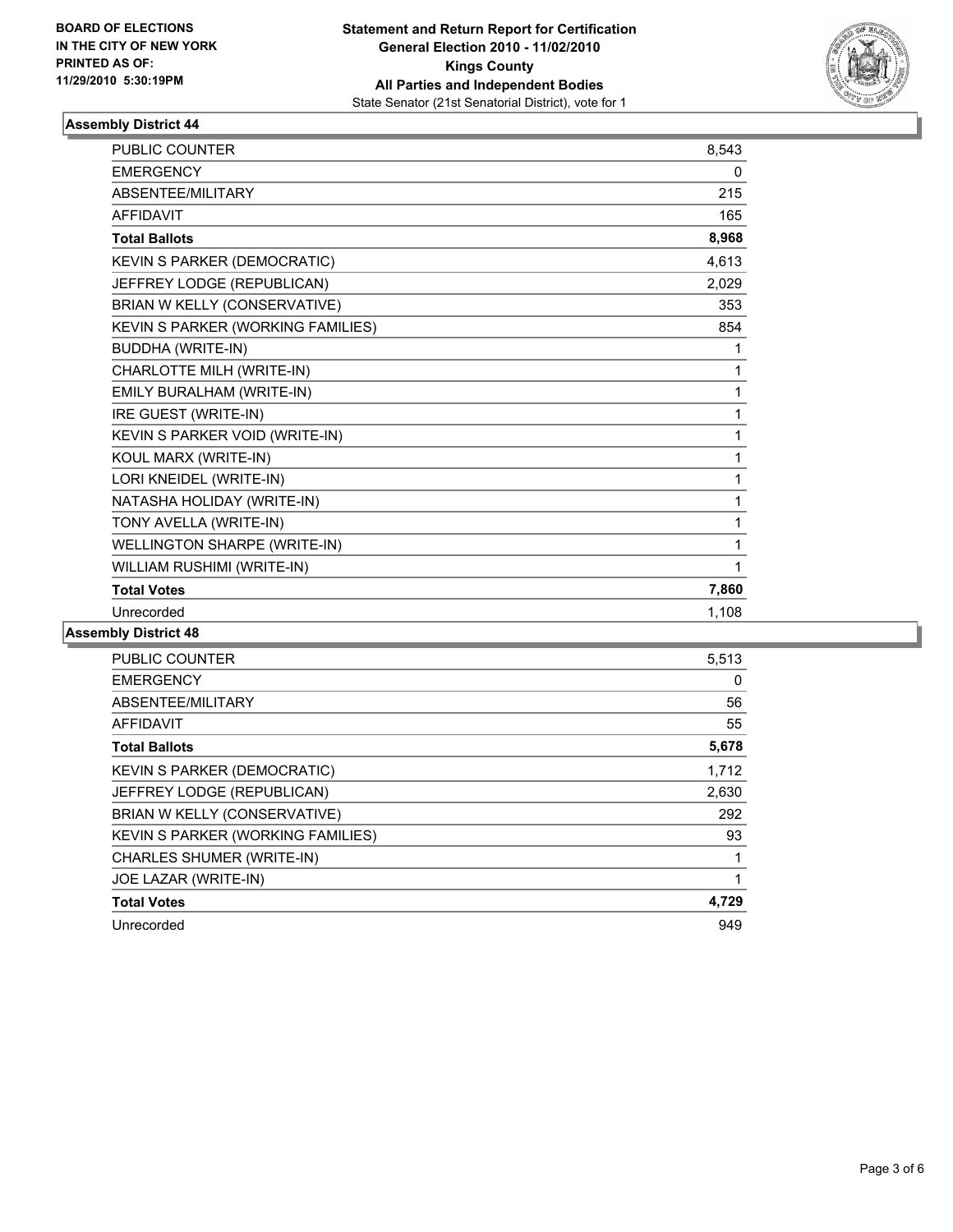**BOARD OF ELECTIONS IN THE CITY OF NEW YORK PRINTED AS OF: 11/29/2010 5:30:19PM**

**Statement and Return Report for Certification General Election 2010 - 11/02/2010 Kings County All Parties and Independent Bodies**
State Senator (21st Senatorial District), vote for 1

## Assembly District 44

| | |
|---|---|
| PUBLIC COUNTER | 8,543 |
| EMERGENCY | 0 |
| ABSENTEE/MILITARY | 215 |
| AFFIDAVIT | 165 |
| **Total Ballots** | **8,968** |
| KEVIN S PARKER (DEMOCRATIC) | 4,613 |
| JEFFREY LODGE (REPUBLICAN) | 2,029 |
| BRIAN W KELLY (CONSERVATIVE) | 353 |
| KEVIN S PARKER (WORKING FAMILIES) | 854 |
| BUDDHA (WRITE-IN) | 1 |
| CHARLOTTE MILH (WRITE-IN) | 1 |
| EMILY BURALHAM (WRITE-IN) | 1 |
| IRE GUEST (WRITE-IN) | 1 |
| KEVIN S PARKER VOID (WRITE-IN) | 1 |
| KOUL MARX (WRITE-IN) | 1 |
| LORI KNEIDEL (WRITE-IN) | 1 |
| NATASHA HOLIDAY (WRITE-IN) | 1 |
| TONY AVELLA (WRITE-IN) | 1 |
| WELLINGTON SHARPE (WRITE-IN) | 1 |
| WILLIAM RUSHIMI (WRITE-IN) | 1 |
| **Total Votes** | **7,860** |
| Unrecorded | 1,108 |

## Assembly District 48

| | |
|---|---|
| PUBLIC COUNTER | 5,513 |
| EMERGENCY | 0 |
| ABSENTEE/MILITARY | 56 |
| AFFIDAVIT | 55 |
| **Total Ballots** | **5,678** |
| KEVIN S PARKER (DEMOCRATIC) | 1,712 |
| JEFFREY LODGE (REPUBLICAN) | 2,630 |
| BRIAN W KELLY (CONSERVATIVE) | 292 |
| KEVIN S PARKER (WORKING FAMILIES) | 93 |
| CHARLES SHUMER (WRITE-IN) | 1 |
| JOE LAZAR (WRITE-IN) | 1 |
| **Total Votes** | **4,729** |
| Unrecorded | 949 |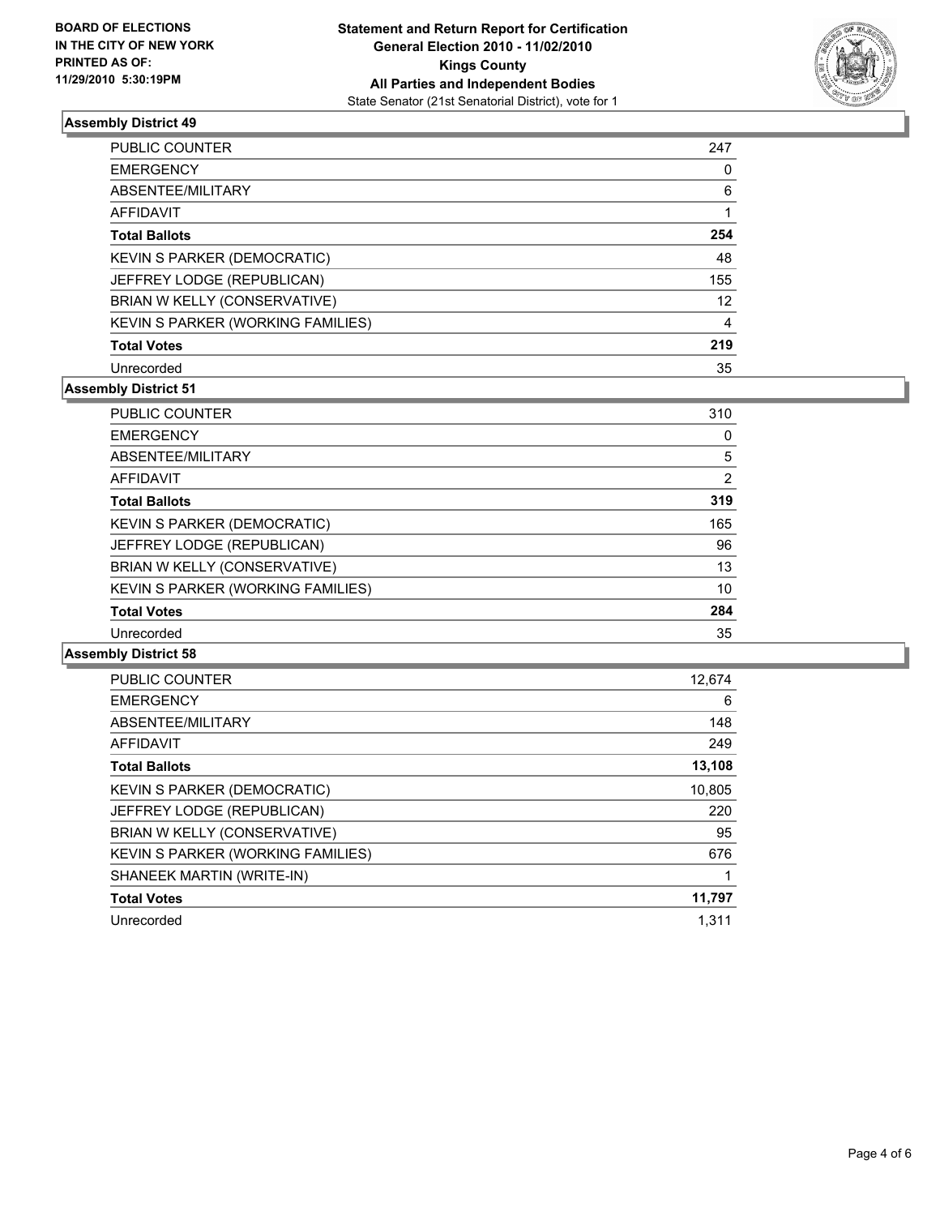**BOARD OF ELECTIONS IN THE CITY OF NEW YORK PRINTED AS OF: 11/29/2010 5:30:19PM**

**Statement and Return Report for Certification General Election 2010 - 11/02/2010 Kings County All Parties and Independent Bodies**

State Senator (21st Senatorial District), vote for 1

## Assembly District 49

| | |
|---|---|
| PUBLIC COUNTER | 247 |
| EMERGENCY | 0 |
| ABSENTEE/MILITARY | 6 |
| AFFIDAVIT | 1 |
| **Total Ballots** | **254** |
| KEVIN S PARKER (DEMOCRATIC) | 48 |
| JEFFREY LODGE (REPUBLICAN) | 155 |
| BRIAN W KELLY (CONSERVATIVE) | 12 |
| KEVIN S PARKER (WORKING FAMILIES) | 4 |
| **Total Votes** | **219** |
| Unrecorded | 35 |

## Assembly District 51

| | |
|---|---|
| PUBLIC COUNTER | 310 |
| EMERGENCY | 0 |
| ABSENTEE/MILITARY | 5 |
| AFFIDAVIT | 2 |
| **Total Ballots** | **319** |
| KEVIN S PARKER (DEMOCRATIC) | 165 |
| JEFFREY LODGE (REPUBLICAN) | 96 |
| BRIAN W KELLY (CONSERVATIVE) | 13 |
| KEVIN S PARKER (WORKING FAMILIES) | 10 |
| **Total Votes** | **284** |
| Unrecorded | 35 |

## Assembly District 58

| | |
|---|---|
| PUBLIC COUNTER | 12,674 |
| EMERGENCY | 6 |
| ABSENTEE/MILITARY | 148 |
| AFFIDAVIT | 249 |
| **Total Ballots** | **13,108** |
| KEVIN S PARKER (DEMOCRATIC) | 10,805 |
| JEFFREY LODGE (REPUBLICAN) | 220 |
| BRIAN W KELLY (CONSERVATIVE) | 95 |
| KEVIN S PARKER (WORKING FAMILIES) | 676 |
| SHANEEK MARTIN (WRITE-IN) | 1 |
| **Total Votes** | **11,797** |
| Unrecorded | 1,311 |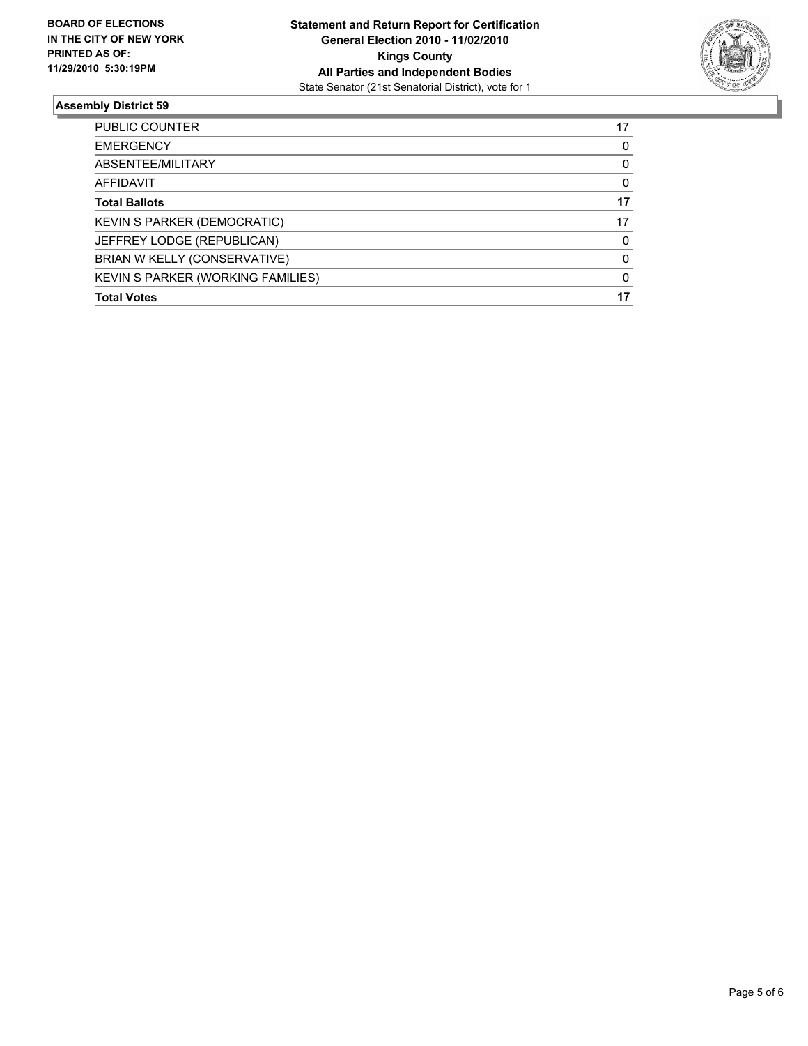**BOARD OF ELECTIONS IN THE CITY OF NEW YORK PRINTED AS OF: 11/29/2010 5:30:19PM**

**Statement and Return Report for Certification**
**General Election 2010 - 11/02/2010**
**Kings County**
**All Parties and Independent Bodies**
State Senator (21st Senatorial District), vote for 1

## Assembly District 59

| | |
|---|---|
| PUBLIC COUNTER | 17 |
| EMERGENCY | 0 |
| ABSENTEE/MILITARY | 0 |
| AFFIDAVIT | 0 |
| **Total Ballots** | **17** |
| KEVIN S PARKER (DEMOCRATIC) | 17 |
| JEFFREY LODGE (REPUBLICAN) | 0 |
| BRIAN W KELLY (CONSERVATIVE) | 0 |
| KEVIN S PARKER (WORKING FAMILIES) | 0 |
| **Total Votes** | **17** |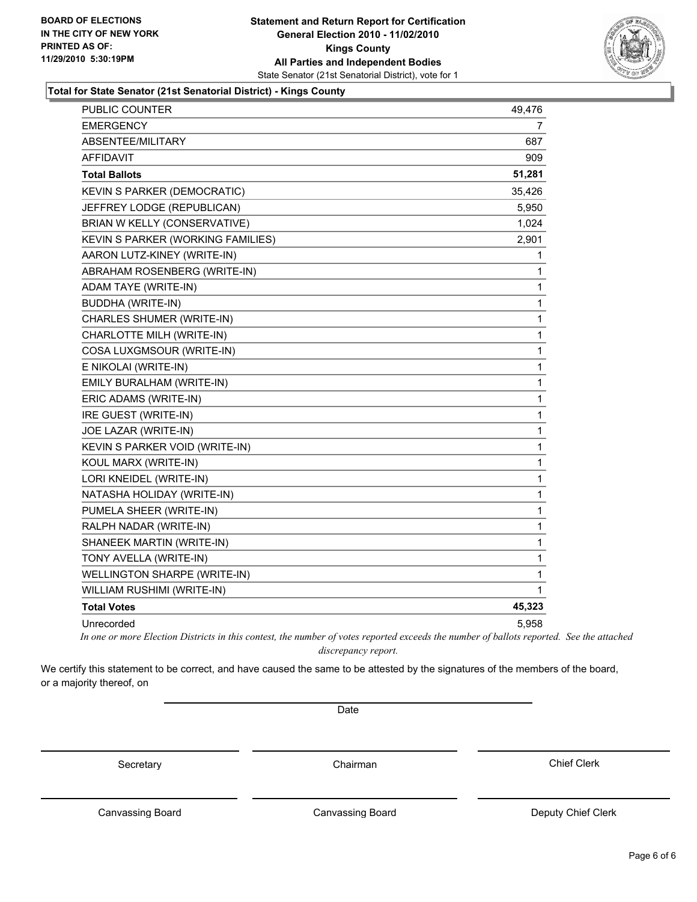**BOARD OF ELECTIONS IN THE CITY OF NEW YORK PRINTED AS OF: 11/29/2010 5:30:19PM**

**Statement and Return Report for Certification General Election 2010 - 11/02/2010 Kings County All Parties and Independent Bodies**

State Senator (21st Senatorial District), vote for 1

**Total for State Senator (21st Senatorial District) - Kings County**

| | |
|---|---|
| PUBLIC COUNTER | 49,476 |
| EMERGENCY | 7 |
| ABSENTEE/MILITARY | 687 |
| AFFIDAVIT | 909 |
| **Total Ballots** | **51,281** |
| KEVIN S PARKER (DEMOCRATIC) | 35,426 |
| JEFFREY LODGE (REPUBLICAN) | 5,950 |
| BRIAN W KELLY (CONSERVATIVE) | 1,024 |
| KEVIN S PARKER (WORKING FAMILIES) | 2,901 |
| AARON LUTZ-KINEY (WRITE-IN) | 1 |
| ABRAHAM ROSENBERG (WRITE-IN) | 1 |
| ADAM TAYE (WRITE-IN) | 1 |
| BUDDHA (WRITE-IN) | 1 |
| CHARLES SHUMER (WRITE-IN) | 1 |
| CHARLOTTE MILH (WRITE-IN) | 1 |
| COSA LUXGMSOUR (WRITE-IN) | 1 |
| E NIKOLAI (WRITE-IN) | 1 |
| EMILY BURALHAM (WRITE-IN) | 1 |
| ERIC ADAMS (WRITE-IN) | 1 |
| IRE GUEST (WRITE-IN) | 1 |
| JOE LAZAR (WRITE-IN) | 1 |
| KEVIN S PARKER VOID (WRITE-IN) | 1 |
| KOUL MARX (WRITE-IN) | 1 |
| LORI KNEIDEL (WRITE-IN) | 1 |
| NATASHA HOLIDAY (WRITE-IN) | 1 |
| PUMELA SHEER (WRITE-IN) | 1 |
| RALPH NADAR (WRITE-IN) | 1 |
| SHANEEK MARTIN (WRITE-IN) | 1 |
| TONY AVELLA (WRITE-IN) | 1 |
| WELLINGTON SHARPE (WRITE-IN) | 1 |
| WILLIAM RUSHIMI (WRITE-IN) | 1 |
| **Total Votes** | **45,323** |
| Unrecorded | 5,958 |

*In one or more Election Districts in this contest, the number of votes reported exceeds the number of ballots reported. See the attached discrepancy report.*

We certify this statement to be correct, and have caused the same to be attested by the signatures of the members of the board, or a majority thereof, on

Date

Secretary | Chairman | Chief Clerk

Canvassing Board | Canvassing Board | Deputy Chief Clerk